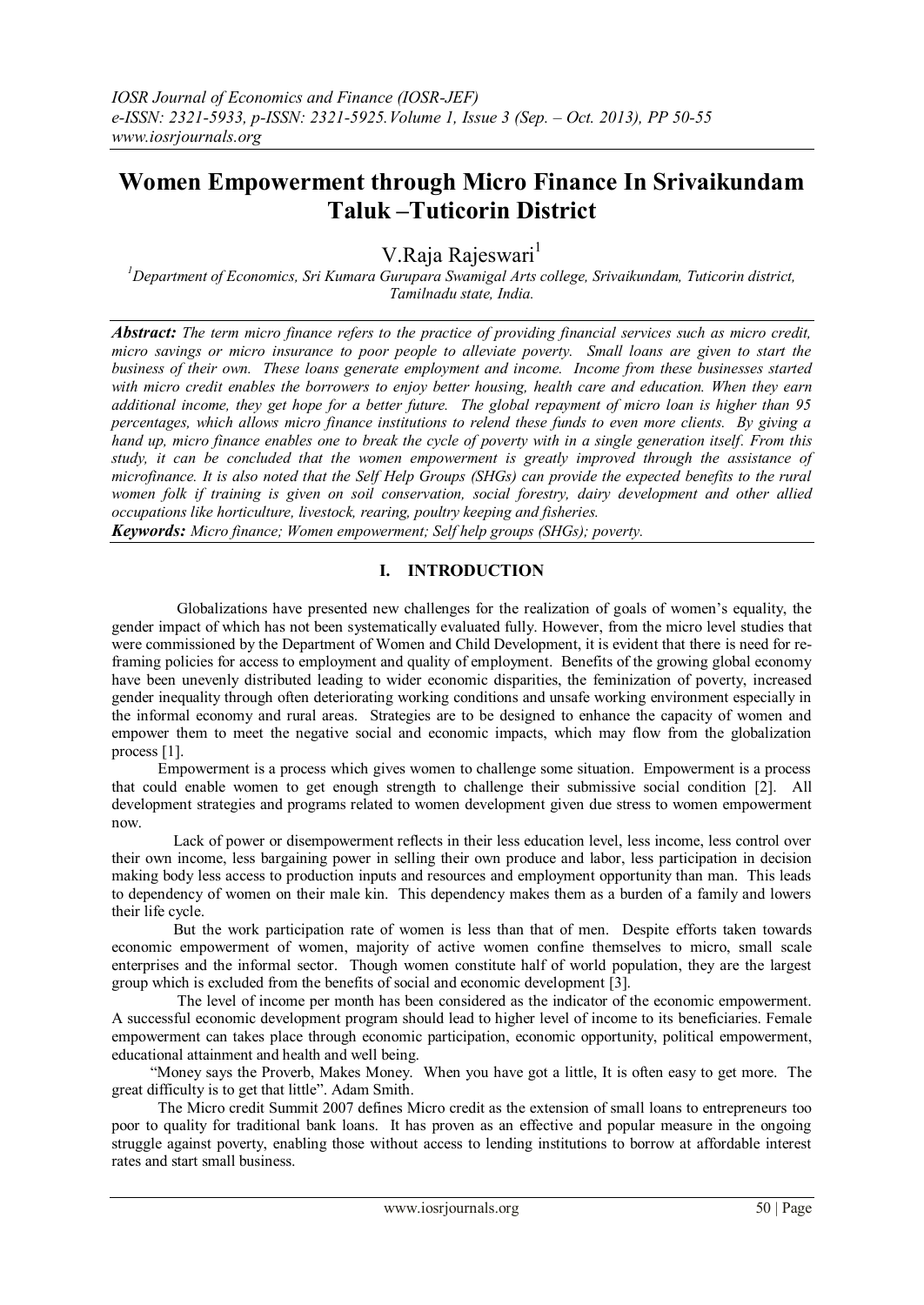# Women Empowerment through Micro Finance In Srivaikundam Taluk –Tuticorin District

V.Raja Rajeswari[1]

[1]*Department of Economics, Sri Kumara Gurupara Swamigal Arts college, Srivaikundam, Tuticorin district, Tamilnadu state, India.*

***Abstract:*** *The term micro finance refers to the practice of providing financial services such as micro credit, micro savings or micro insurance to poor people to alleviate poverty. Small loans are given to start the business of their own. These loans generate employment and income. Income from these businesses started with micro credit enables the borrowers to enjoy better housing, health care and education. When they earn additional income, they get hope for a better future. The global repayment of micro loan is higher than 95 percentages, which allows micro finance institutions to relend these funds to even more clients. By giving a hand up, micro finance enables one to break the cycle of poverty with in a single generation itself. From this study, it can be concluded that the women empowerment is greatly improved through the assistance of microfinance. It is also noted that the Self Help Groups (SHGs) can provide the expected benefits to the rural women folk if training is given on soil conservation, social forestry, dairy development and other allied occupations like horticulture, livestock, rearing, poultry keeping and fisheries.*

***Keywords:*** *Micro finance; Women empowerment; Self help groups (SHGs); poverty.*

## I. INTRODUCTION

Globalizations have presented new challenges for the realization of goals of women's equality, the gender impact of which has not been systematically evaluated fully. However, from the micro level studies that were commissioned by the Department of Women and Child Development, it is evident that there is need for re-framing policies for access to employment and quality of employment. Benefits of the growing global economy have been unevenly distributed leading to wider economic disparities, the feminization of poverty, increased gender inequality through often deteriorating working conditions and unsafe working environment especially in the informal economy and rural areas. Strategies are to be designed to enhance the capacity of women and empower them to meet the negative social and economic impacts, which may flow from the globalization process [1].

Empowerment is a process which gives women to challenge some situation. Empowerment is a process that could enable women to get enough strength to challenge their submissive social condition [2]. All development strategies and programs related to women development given due stress to women empowerment now.

Lack of power or disempowerment reflects in their less education level, less income, less control over their own income, less bargaining power in selling their own produce and labor, less participation in decision making body less access to production inputs and resources and employment opportunity than man. This leads to dependency of women on their male kin. This dependency makes them as a burden of a family and lowers their life cycle.

But the work participation rate of women is less than that of men. Despite efforts taken towards economic empowerment of women, majority of active women confine themselves to micro, small scale enterprises and the informal sector. Though women constitute half of world population, they are the largest group which is excluded from the benefits of social and economic development [3].

The level of income per month has been considered as the indicator of the economic empowerment. A successful economic development program should lead to higher level of income to its beneficiaries. Female empowerment can takes place through economic participation, economic opportunity, political empowerment, educational attainment and health and well being.

"Money says the Proverb, Makes Money. When you have got a little, It is often easy to get more. The great difficulty is to get that little". Adam Smith.

The Micro credit Summit 2007 defines Micro credit as the extension of small loans to entrepreneurs too poor to quality for traditional bank loans. It has proven as an effective and popular measure in the ongoing struggle against poverty, enabling those without access to lending institutions to borrow at affordable interest rates and start small business.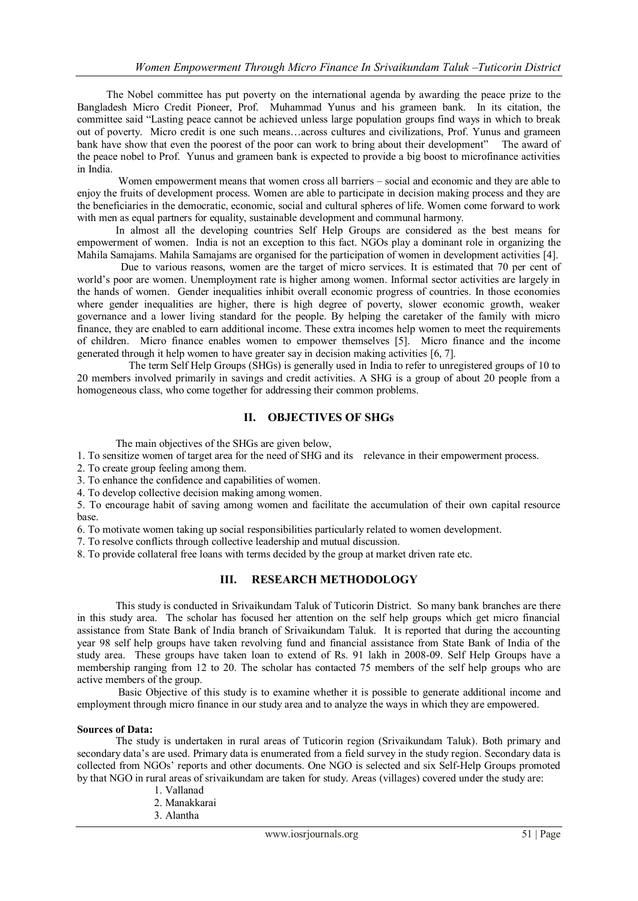The Nobel committee has put poverty on the international agenda by awarding the peace prize to the Bangladesh Micro Credit Pioneer, Prof. Muhammad Yunus and his grameen bank. In its citation, the committee said "Lasting peace cannot be achieved unless large population groups find ways in which to break out of poverty. Micro credit is one such means…across cultures and civilizations, Prof. Yunus and grameen bank have show that even the poorest of the poor can work to bring about their development" The award of the peace nobel to Prof. Yunus and grameen bank is expected to provide a big boost to microfinance activities in India.

Women empowerment means that women cross all barriers – social and economic and they are able to enjoy the fruits of development process. Women are able to participate in decision making process and they are the beneficiaries in the democratic, economic, social and cultural spheres of life. Women come forward to work with men as equal partners for equality, sustainable development and communal harmony.

In almost all the developing countries Self Help Groups are considered as the best means for empowerment of women. India is not an exception to this fact. NGOs play a dominant role in organizing the Mahila Samajams. Mahila Samajams are organised for the participation of women in development activities [4].

Due to various reasons, women are the target of micro services. It is estimated that 70 per cent of world's poor are women. Unemployment rate is higher among women. Informal sector activities are largely in the hands of women. Gender inequalities inhibit overall economic progress of countries. In those economies where gender inequalities are higher, there is high degree of poverty, slower economic growth, weaker governance and a lower living standard for the people. By helping the caretaker of the family with micro finance, they are enabled to earn additional income. These extra incomes help women to meet the requirements of children. Micro finance enables women to empower themselves [5]. Micro finance and the income generated through it help women to have greater say in decision making activities [6, 7].

The term Self Help Groups (SHGs) is generally used in India to refer to unregistered groups of 10 to 20 members involved primarily in savings and credit activities. A SHG is a group of about 20 people from a homogeneous class, who come together for addressing their common problems.

## II. OBJECTIVES OF SHGs

The main objectives of the SHGs are given below,

1. To sensitize women of target area for the need of SHG and its relevance in their empowerment process.
2. To create group feeling among them.
3. To enhance the confidence and capabilities of women.
4. To develop collective decision making among women.
5. To encourage habit of saving among women and facilitate the accumulation of their own capital resource base.
6. To motivate women taking up social responsibilities particularly related to women development.
7. To resolve conflicts through collective leadership and mutual discussion.
8. To provide collateral free loans with terms decided by the group at market driven rate etc.

## III. RESEARCH METHODOLOGY

This study is conducted in Srivaikundam Taluk of Tuticorin District. So many bank branches are there in this study area. The scholar has focused her attention on the self help groups which get micro financial assistance from State Bank of India branch of Srivaikundam Taluk. It is reported that during the accounting year 98 self help groups have taken revolving fund and financial assistance from State Bank of India of the study area. These groups have taken loan to extend of Rs. 91 lakh in 2008-09. Self Help Groups have a membership ranging from 12 to 20. The scholar has contacted 75 members of the self help groups who are active members of the group.

Basic Objective of this study is to examine whether it is possible to generate additional income and employment through micro finance in our study area and to analyze the ways in which they are empowered.

**Sources of Data:**

The study is undertaken in rural areas of Tuticorin region (Srivaikundam Taluk). Both primary and secondary data's are used. Primary data is enumerated from a field survey in the study region. Secondary data is collected from NGOs' reports and other documents. One NGO is selected and six Self-Help Groups promoted by that NGO in rural areas of srivaikundam are taken for study. Areas (villages) covered under the study are:

1. Vallanad
2. Manakkarai
3. Alantha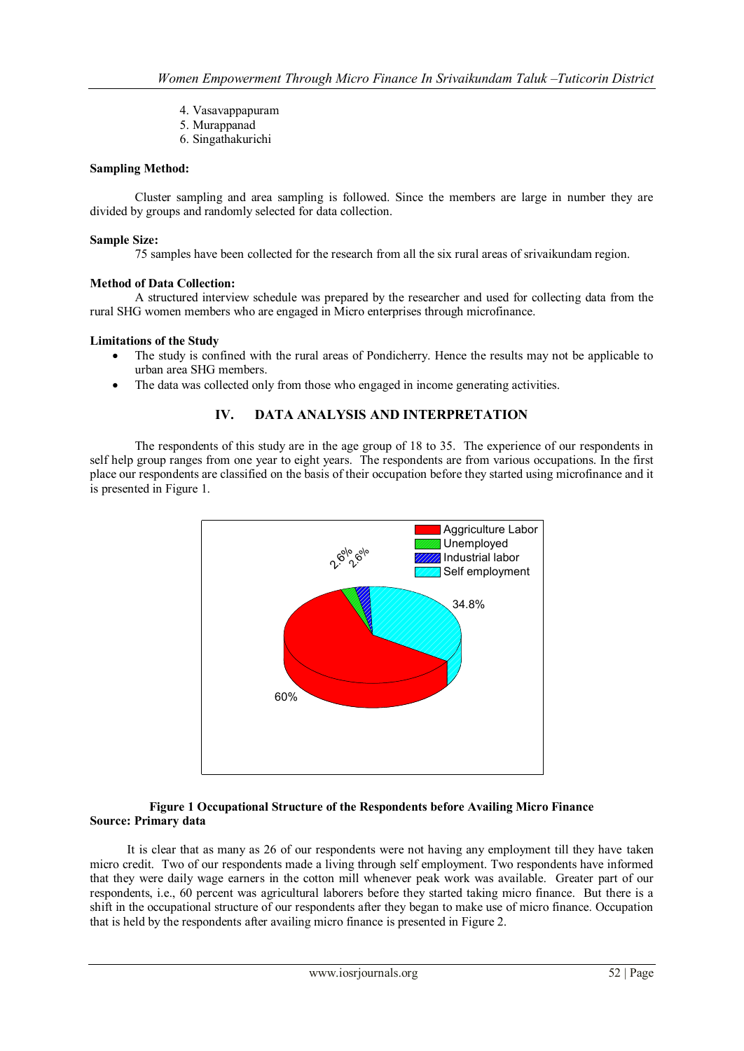4. Vasavappapuram
5. Murappanad
6. Singathakurichi

**Sampling Method:**

Cluster sampling and area sampling is followed. Since the members are large in number they are divided by groups and randomly selected for data collection.

**Sample Size:**

75 samples have been collected for the research from all the six rural areas of srivaikundam region.

**Method of Data Collection:**

A structured interview schedule was prepared by the researcher and used for collecting data from the rural SHG women members who are engaged in Micro enterprises through microfinance.

**Limitations of the Study**

- The study is confined with the rural areas of Pondicherry. Hence the results may not be applicable to urban area SHG members.
- The data was collected only from those who engaged in income generating activities.

## IV. DATA ANALYSIS AND INTERPRETATION

The respondents of this study are in the age group of 18 to 35. The experience of our respondents in self help group ranges from one year to eight years. The respondents are from various occupations. In the first place our respondents are classified on the basis of their occupation before they started using microfinance and it is presented in Figure 1.

Aggriculture Labor
Unemployed
Industrial labor
Self employment

2.6% 2.6% 34.8% 60%

**Figure 1 Occupational Structure of the Respondents before Availing Micro Finance**
**Source: Primary data**

It is clear that as many as 26 of our respondents were not having any employment till they have taken micro credit. Two of our respondents made a living through self employment. Two respondents have informed that they were daily wage earners in the cotton mill whenever peak work was available. Greater part of our respondents, i.e., 60 percent was agricultural laborers before they started taking micro finance. But there is a shift in the occupational structure of our respondents after they began to make use of micro finance. Occupation that is held by the respondents after availing micro finance is presented in Figure 2.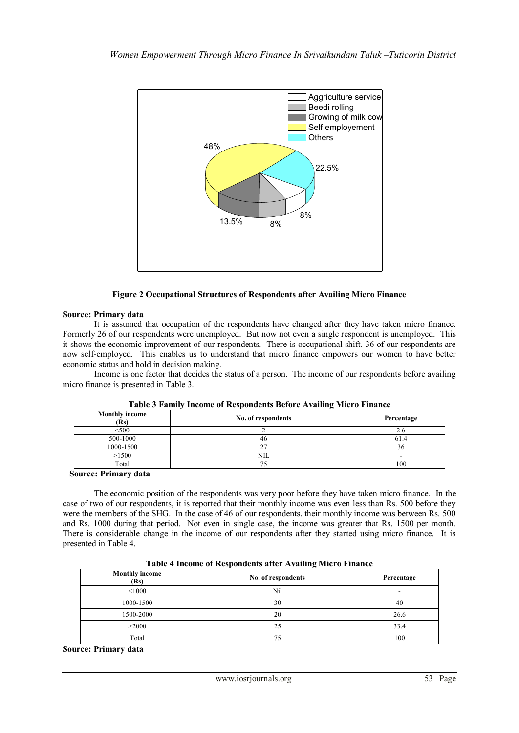**Figure 2 Occupational Structures of Respondents after Availing Micro Finance**

**Source: Primary data**

It is assumed that occupation of the respondents have changed after they have taken micro finance. Formerly 26 of our respondents were unemployed. But now not even a single respondent is unemployed. This it shows the economic improvement of our respondents. There is occupational shift. 36 of our respondents are now self-employed. This enables us to understand that micro finance empowers our women to have better economic status and hold in decision making.

Income is one factor that decides the status of a person. The income of our respondents before availing micro finance is presented in Table 3.

**Table 3 Family Income of Respondents Before Availing Micro Finance**

| Monthly income (Rs) | No. of respondents | Percentage |
|---|---|---|
| <500 | 2 | 2.6 |
| 500-1000 | 46 | 61.4 |
| 1000-1500 | 27 | 36 |
| >1500 | NIL | - |
| Total | 75 | 100 |

**Source: Primary data**

The economic position of the respondents was very poor before they have taken micro finance. In the case of two of our respondents, it is reported that their monthly income was even less than Rs. 500 before they were the members of the SHG. In the case of 46 of our respondents, their monthly income was between Rs. 500 and Rs. 1000 during that period. Not even in single case, the income was greater that Rs. 1500 per month. There is considerable change in the income of our respondents after they started using micro finance. It is presented in Table 4.

**Table 4 Income of Respondents after Availing Micro Finance**

| Monthly income (Rs) | No. of respondents | Percentage |
|---|---|---|
| <1000 | Nil | - |
| 1000-1500 | 30 | 40 |
| 1500-2000 | 20 | 26.6 |
| >2000 | 25 | 33.4 |
| Total | 75 | 100 |

**Source: Primary data**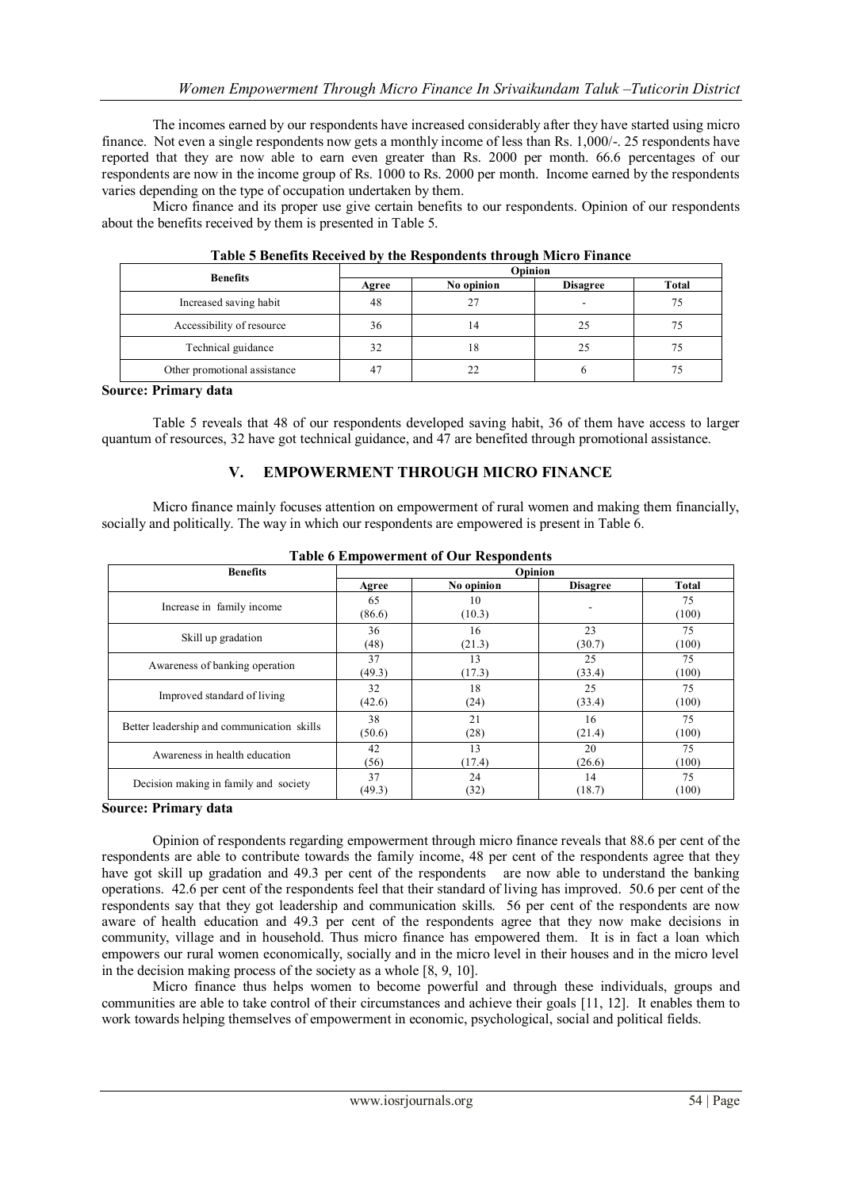The incomes earned by our respondents have increased considerably after they have started using micro finance. Not even a single respondents now gets a monthly income of less than Rs. 1,000/-. 25 respondents have reported that they are now able to earn even greater than Rs. 2000 per month. 66.6 percentages of our respondents are now in the income group of Rs. 1000 to Rs. 2000 per month. Income earned by the respondents varies depending on the type of occupation undertaken by them.

Micro finance and its proper use give certain benefits to our respondents. Opinion of our respondents about the benefits received by them is presented in Table 5.

**Table 5 Benefits Received by the Respondents through Micro Finance**

| Benefits | Opinion | | | |
|---|---|---|---|---|
| | Agree | No opinion | Disagree | Total |
| Increased saving habit | 48 | 27 | - | 75 |
| Accessibility of resource | 36 | 14 | 25 | 75 |
| Technical guidance | 32 | 18 | 25 | 75 |
| Other promotional assistance | 47 | 22 | 6 | 75 |

**Source: Primary data**

Table 5 reveals that 48 of our respondents developed saving habit, 36 of them have access to larger quantum of resources, 32 have got technical guidance, and 47 are benefited through promotional assistance.

## V. EMPOWERMENT THROUGH MICRO FINANCE

Micro finance mainly focuses attention on empowerment of rural women and making them financially, socially and politically. The way in which our respondents are empowered is present in Table 6.

**Table 6 Empowerment of Our Respondents**

| Benefits | Opinion | | | |
|---|---|---|---|---|
| | Agree | No opinion | Disagree | Total |
| Increase in family income | 65 (86.6) | 10 (10.3) | - | 75 (100) |
| Skill up gradation | 36 (48) | 16 (21.3) | 23 (30.7) | 75 (100) |
| Awareness of banking operation | 37 (49.3) | 13 (17.3) | 25 (33.4) | 75 (100) |
| Improved standard of living | 32 (42.6) | 18 (24) | 25 (33.4) | 75 (100) |
| Better leadership and communication skills | 38 (50.6) | 21 (28) | 16 (21.4) | 75 (100) |
| Awareness in health education | 42 (56) | 13 (17.4) | 20 (26.6) | 75 (100) |
| Decision making in family and society | 37 (49.3) | 24 (32) | 14 (18.7) | 75 (100) |

**Source: Primary data**

Opinion of respondents regarding empowerment through micro finance reveals that 88.6 per cent of the respondents are able to contribute towards the family income, 48 per cent of the respondents agree that they have got skill up gradation and 49.3 per cent of the respondents are now able to understand the banking operations. 42.6 per cent of the respondents feel that their standard of living has improved. 50.6 per cent of the respondents say that they got leadership and communication skills. 56 per cent of the respondents are now aware of health education and 49.3 per cent of the respondents agree that they now make decisions in community, village and in household. Thus micro finance has empowered them. It is in fact a loan which empowers our rural women economically, socially and in the micro level in their houses and in the micro level in the decision making process of the society as a whole [8, 9, 10].

Micro finance thus helps women to become powerful and through these individuals, groups and communities are able to take control of their circumstances and achieve their goals [11, 12]. It enables them to work towards helping themselves of empowerment in economic, psychological, social and political fields.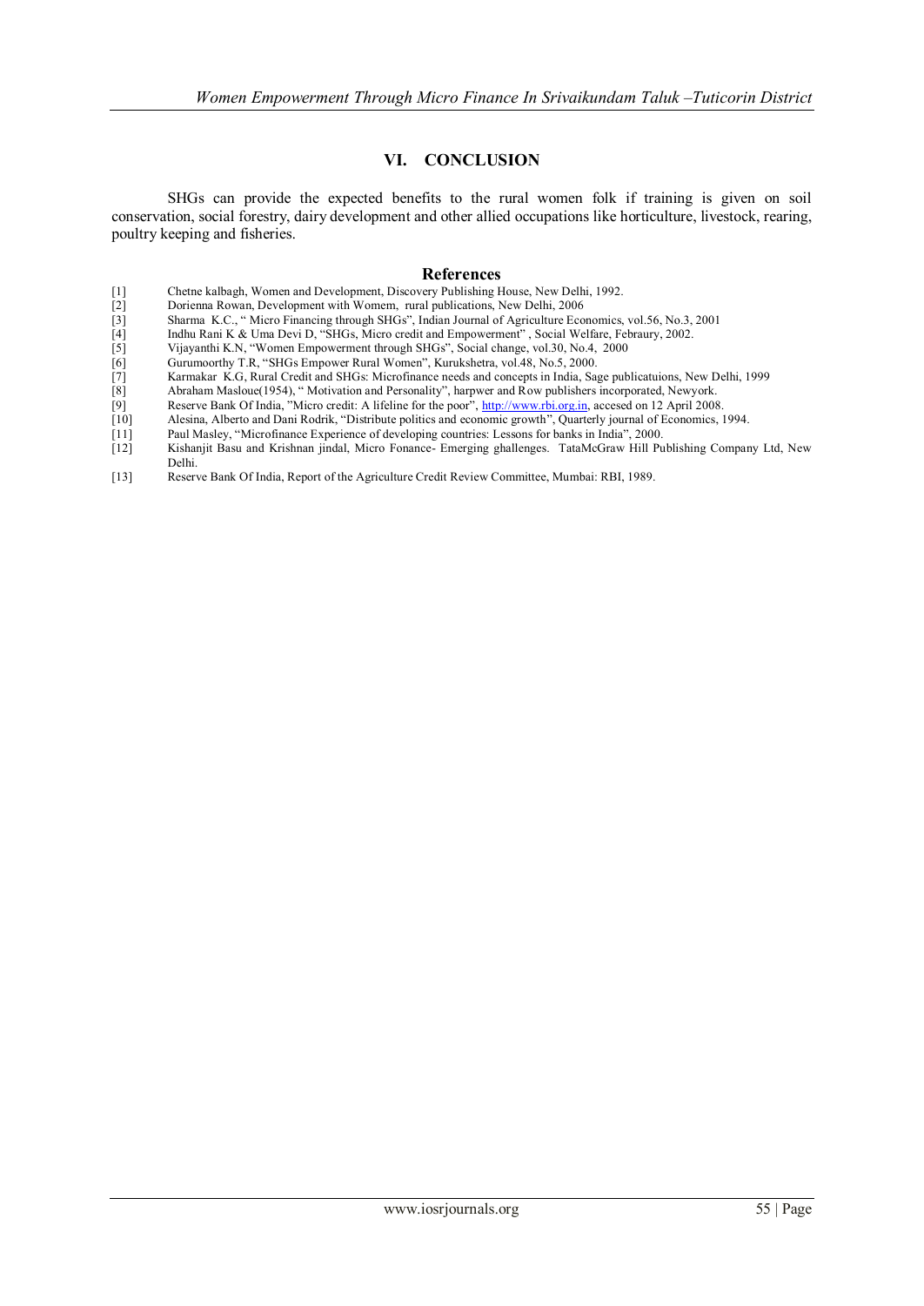## VI. CONCLUSION

SHGs can provide the expected benefits to the rural women folk if training is given on soil conservation, social forestry, dairy development and other allied occupations like horticulture, livestock, rearing, poultry keeping and fisheries.

## References

[1] Chetne kalbagh, Women and Development, Discovery Publishing House, New Delhi, 1992.
[2] Dorienna Rowan, Development with Womem, rural publications, New Delhi, 2006
[3] Sharma K.C., " Micro Financing through SHGs", Indian Journal of Agriculture Economics, vol.56, No.3, 2001
[4] Indhu Rani K & Uma Devi D, "SHGs, Micro credit and Empowerment" , Social Welfare, Febraury, 2002.
[5] Vijayanthi K.N, "Women Empowerment through SHGs", Social change, vol.30, No.4, 2000
[6] Gurumoorthy T.R, "SHGs Empower Rural Women", Kurukshetra, vol.48, No.5, 2000.
[7] Karmakar K.G, Rural Credit and SHGs: Microfinance needs and concepts in India, Sage publicatuions, New Delhi, 1999
[8] Abraham Masloue(1954), " Motivation and Personality", harpwer and Row publishers incorporated, Newyork.
[9] Reserve Bank Of India, "Micro credit: A lifeline for the poor", http://www.rbi.org.in, accesed on 12 April 2008.
[10] Alesina, Alberto and Dani Rodrik, "Distribute politics and economic growth", Quarterly journal of Economics, 1994.
[11] Paul Masley, "Microfinance Experience of developing countries: Lessons for banks in India", 2000.
[12] Kishanjit Basu and Krishnan jindal, Micro Fonance- Emerging ghallenges. TataMcGraw Hill Publishing Company Ltd, New Delhi.
[13] Reserve Bank Of India, Report of the Agriculture Credit Review Committee, Mumbai: RBI, 1989.